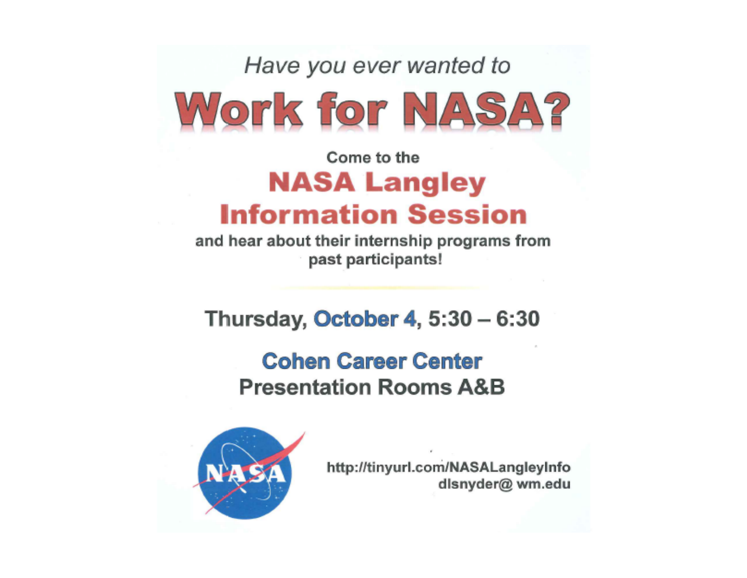*Have you ever wanted to*

# Work for NASA?

Come to the

## NASA Langley Information Session

and hear about their internship programs from past participants!

**Thursday, October 4, 5:30 – 6:30**

**Cohen Career Center**
**Presentation Rooms A&B**

http://tinyurl.com/NASALangleyInfo
dlsnyder@ wm.edu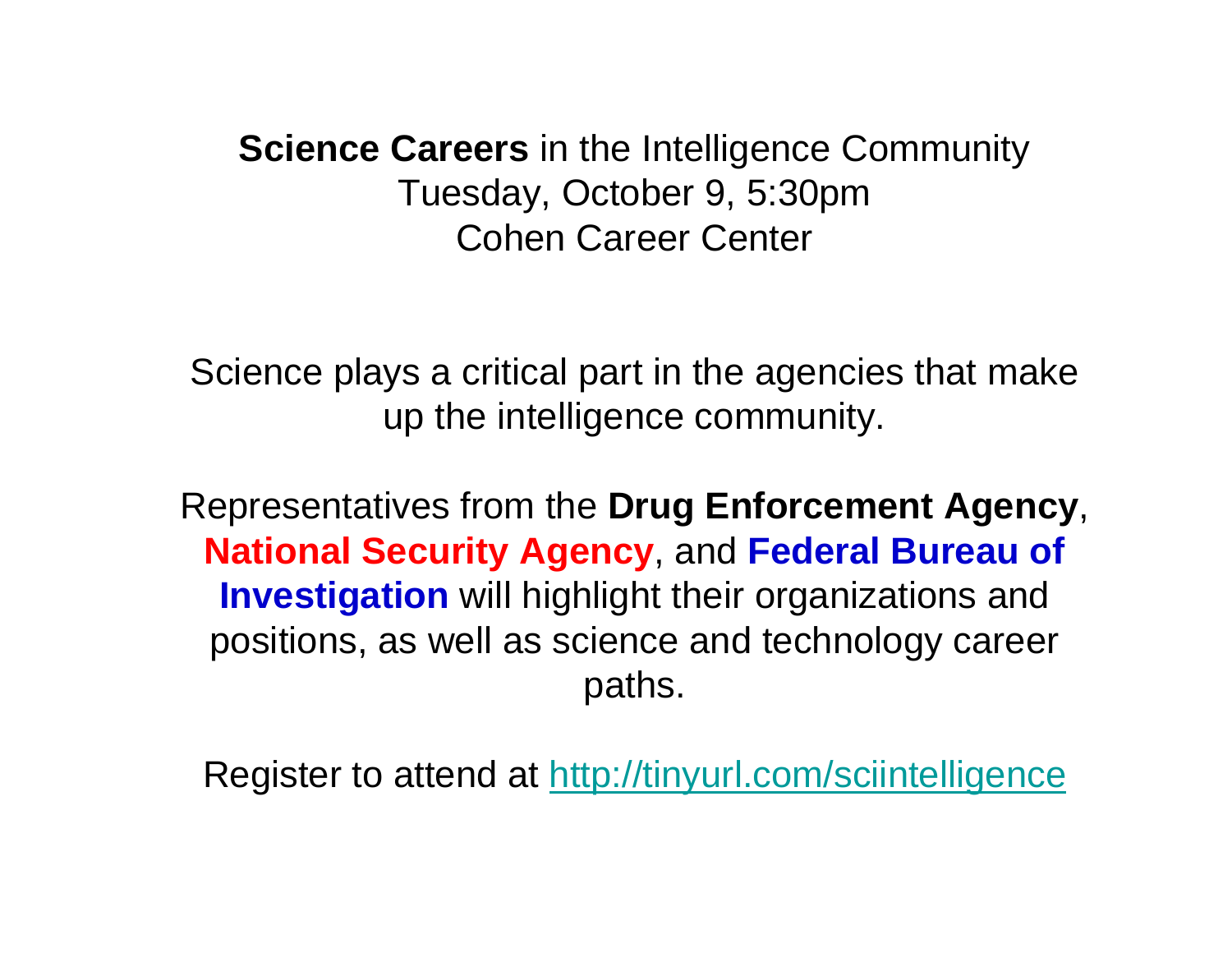**Science Careers** in the Intelligence Community
Tuesday, October 9, 5:30pm
Cohen Career Center

Science plays a critical part in the agencies that make up the intelligence community.

Representatives from the **Drug Enforcement Agency**, **National Security Agency**, and **Federal Bureau of Investigation** will highlight their organizations and positions, as well as science and technology career paths.

Register to attend at http://tinyurl.com/sciintelligence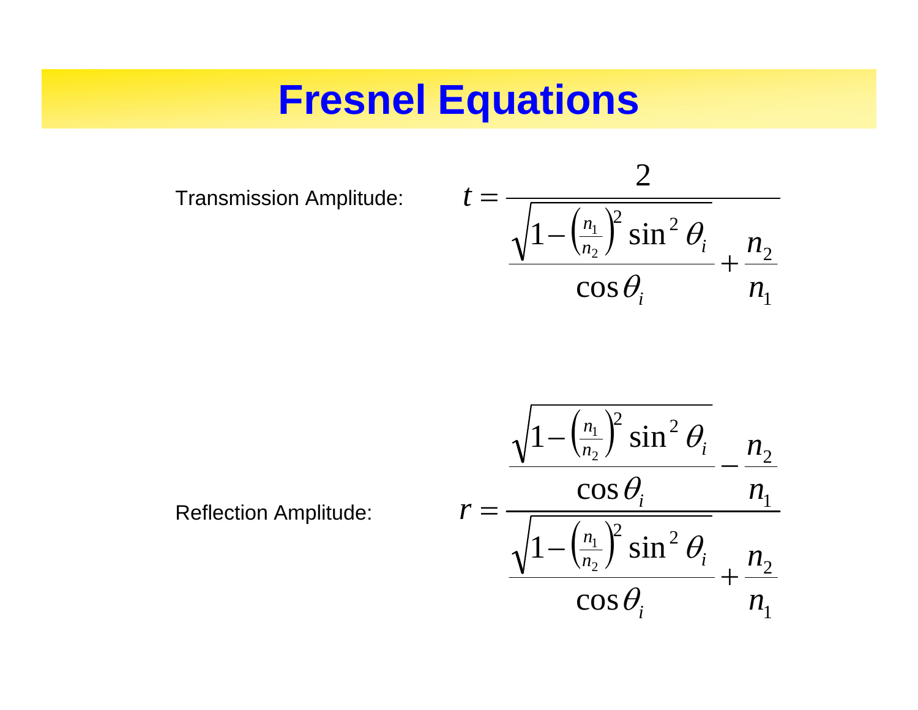# Fresnel Equations

Transmission Amplitude:

$$t = \frac{2}{\dfrac{\sqrt{1-\left(\frac{n_1}{n_2}\right)^2 \sin^2\theta_i}}{\cos\theta_i} + \dfrac{n_2}{n_1}}$$

Reflection Amplitude:

$$r = \frac{\dfrac{\sqrt{1-\left(\frac{n_1}{n_2}\right)^2 \sin^2\theta_i}}{\cos\theta_i} - \dfrac{n_2}{n_1}}{\dfrac{\sqrt{1-\left(\frac{n_1}{n_2}\right)^2 \sin^2\theta_i}}{\cos\theta_i} + \dfrac{n_2}{n_1}}$$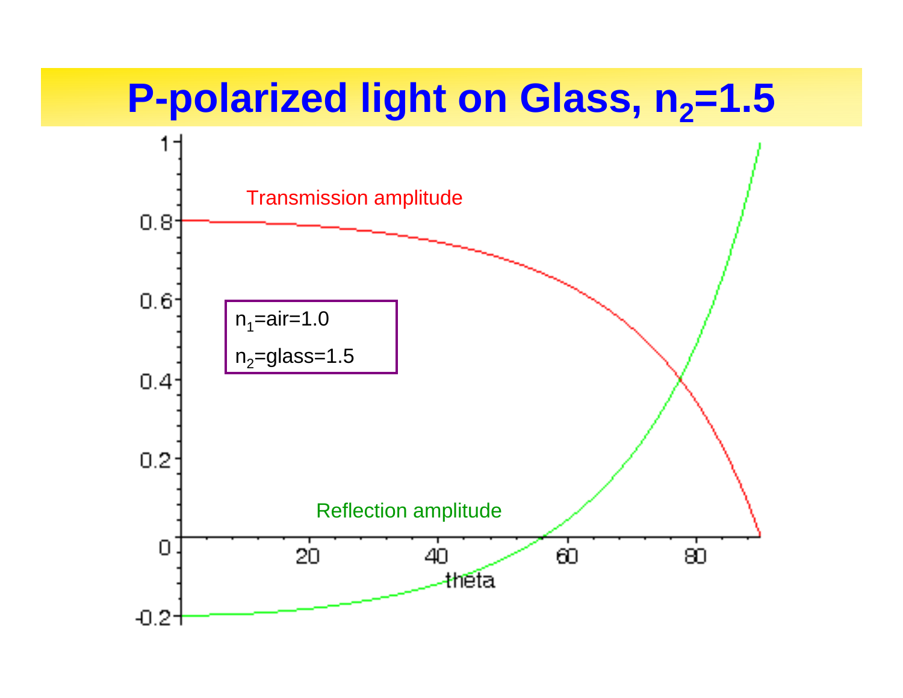# P-polarized light on Glass, $n_2$=1.5

Transmission amplitude

$n_1$=air=1.0

$n_2$=glass=1.5

Reflection amplitude

theta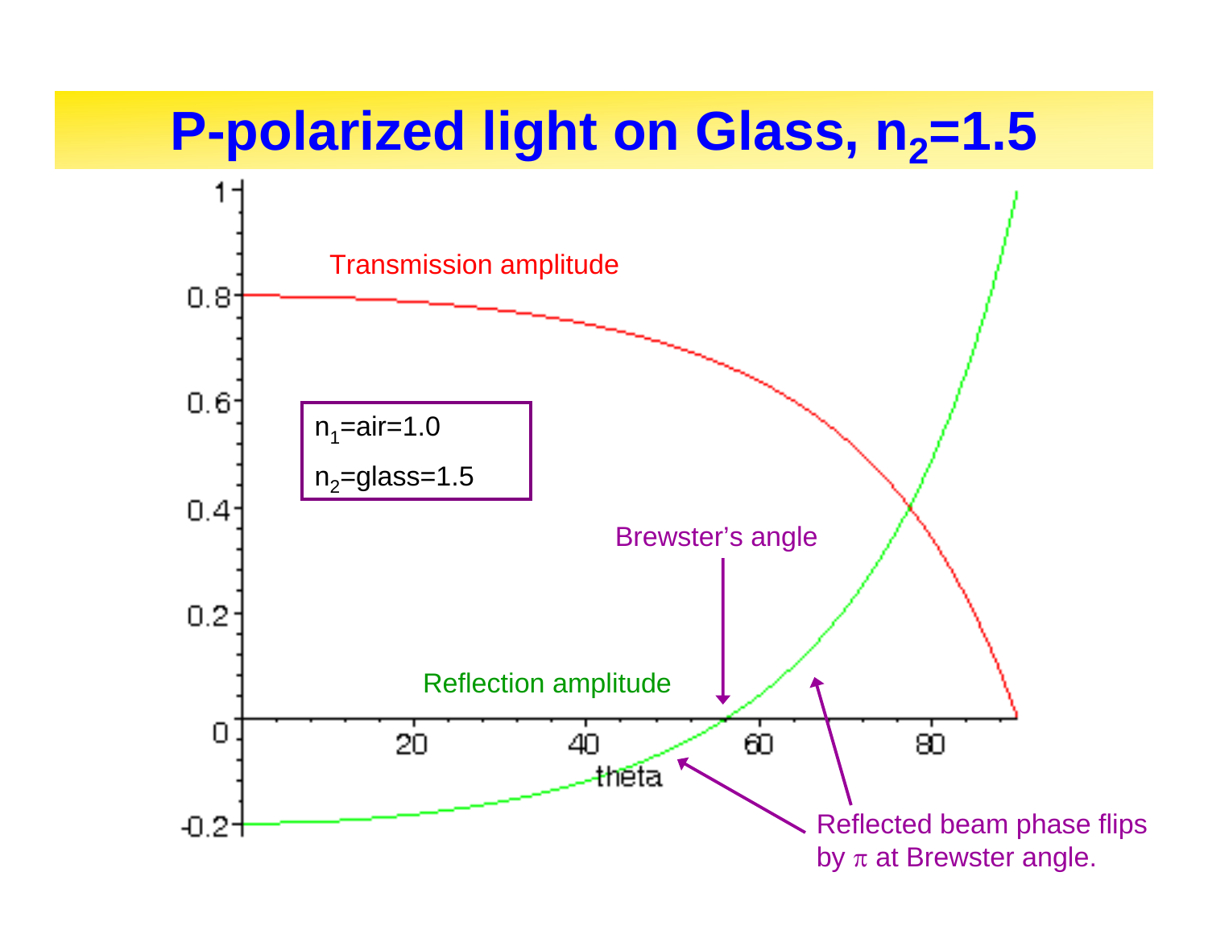# P-polarized light on Glass, $n_2$=1.5

Transmission amplitude

$n_1$=air=1.0

$n_2$=glass=1.5

Brewster's angle

Reflection amplitude

theta

Reflected beam phase flips by $\pi$ at Brewster angle.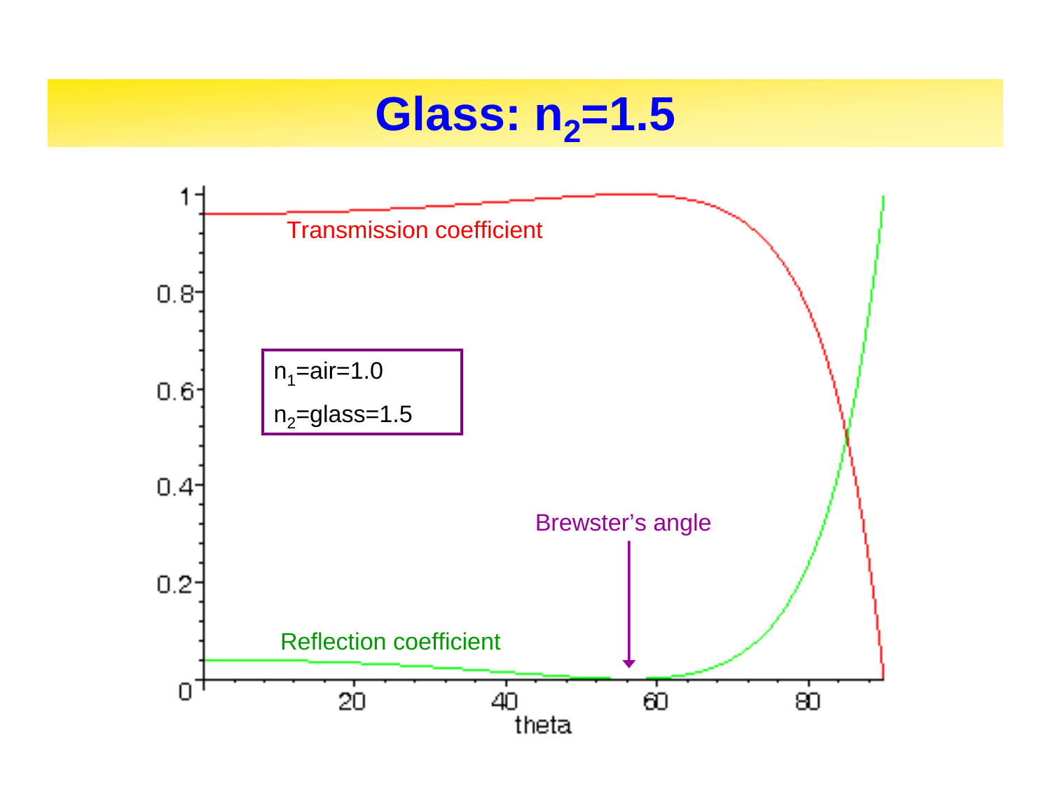# Glass: $n_2$=1.5

Transmission coefficient

$n_1$=air=1.0

$n_2$=glass=1.5

Brewster's angle

Reflection coefficient

theta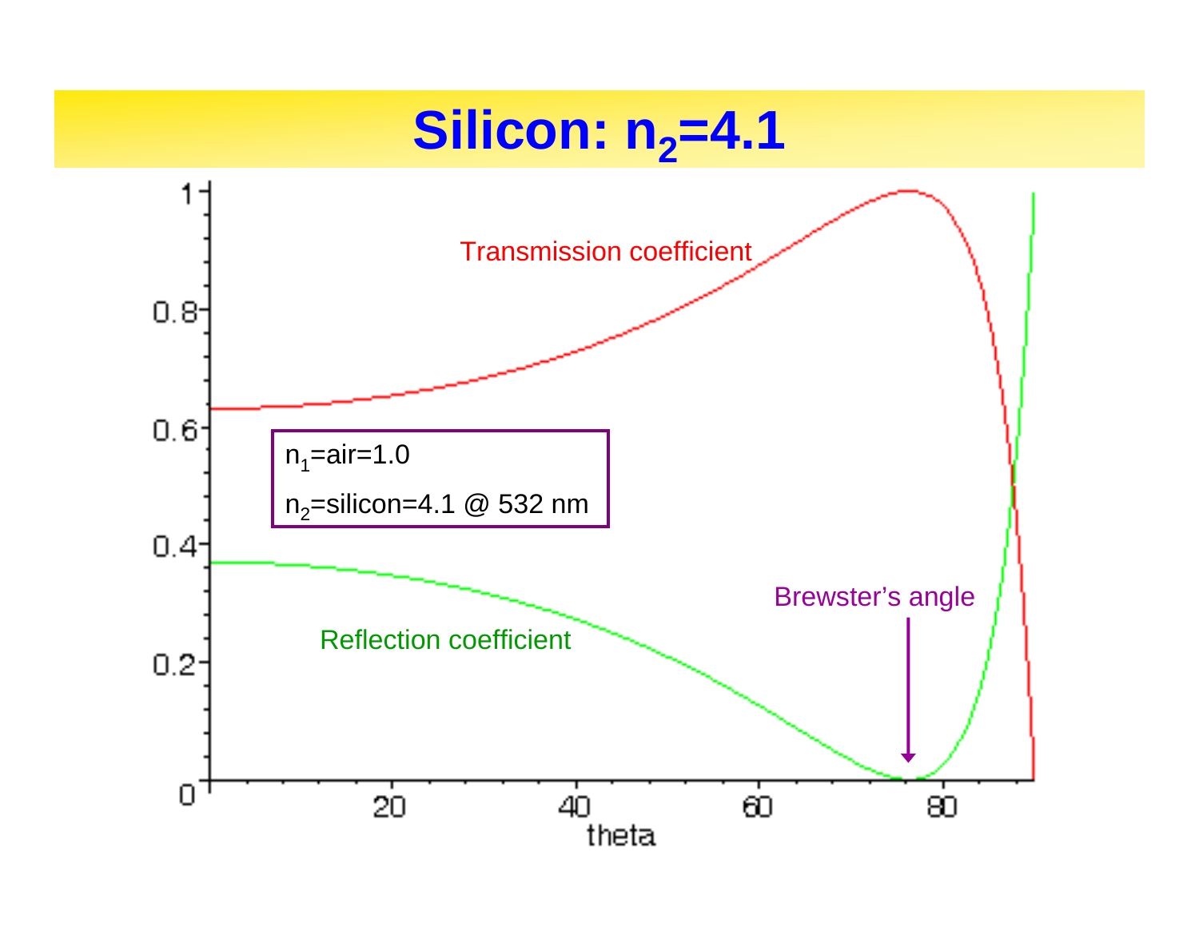# Silicon: $n_2$=4.1

$n_1$=air=1.0

$n_2$=silicon=4.1 @ 532 nm

Transmission coefficient

Reflection coefficient

Brewster's angle

theta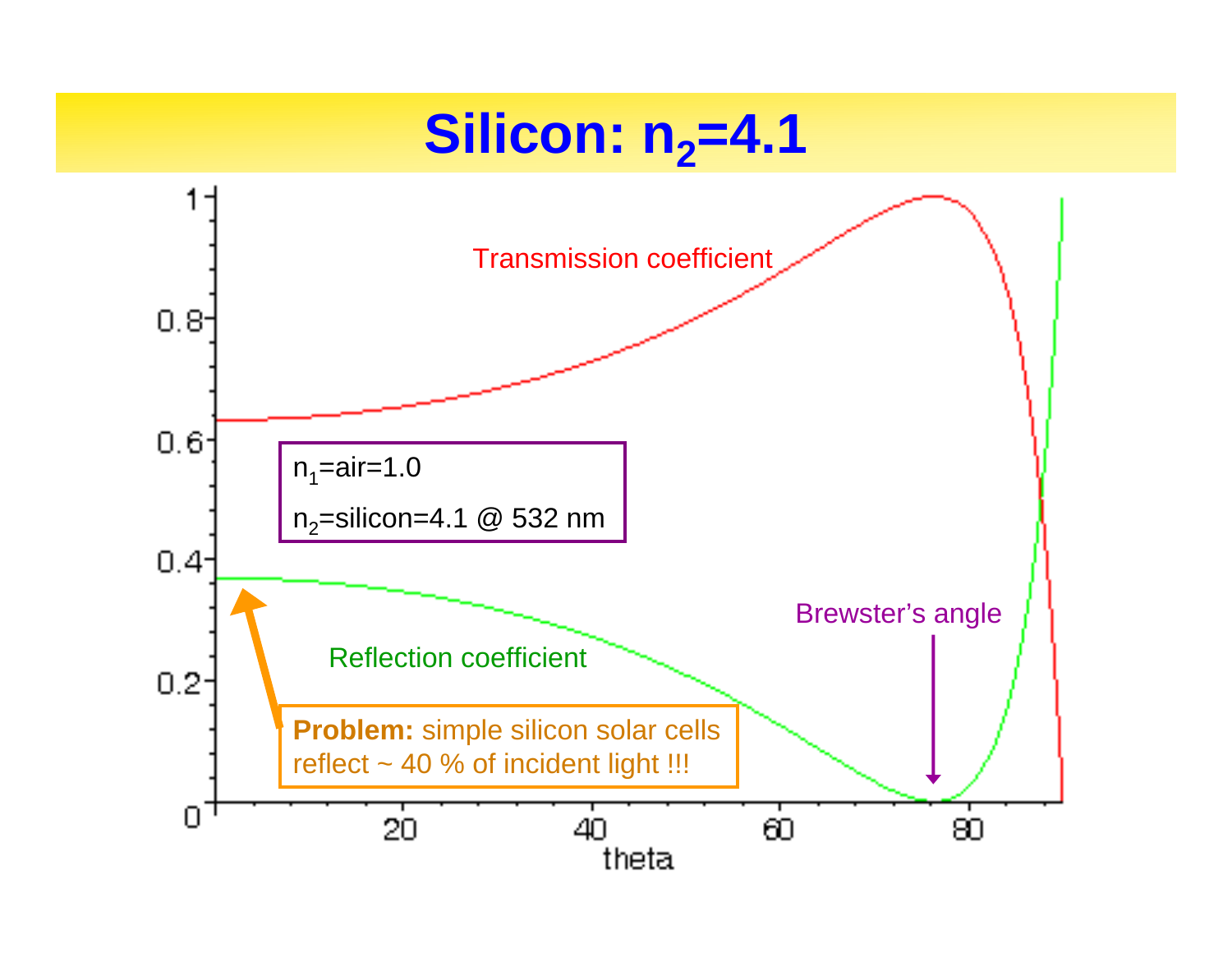# Silicon: $n_2$=4.1

Transmission coefficient

$n_1$=air=1.0

$n_2$=silicon=4.1 @ 532 nm

Reflection coefficient

Brewster's angle

**Problem:** simple silicon solar cells reflect ~ 40 % of incident light !!!

theta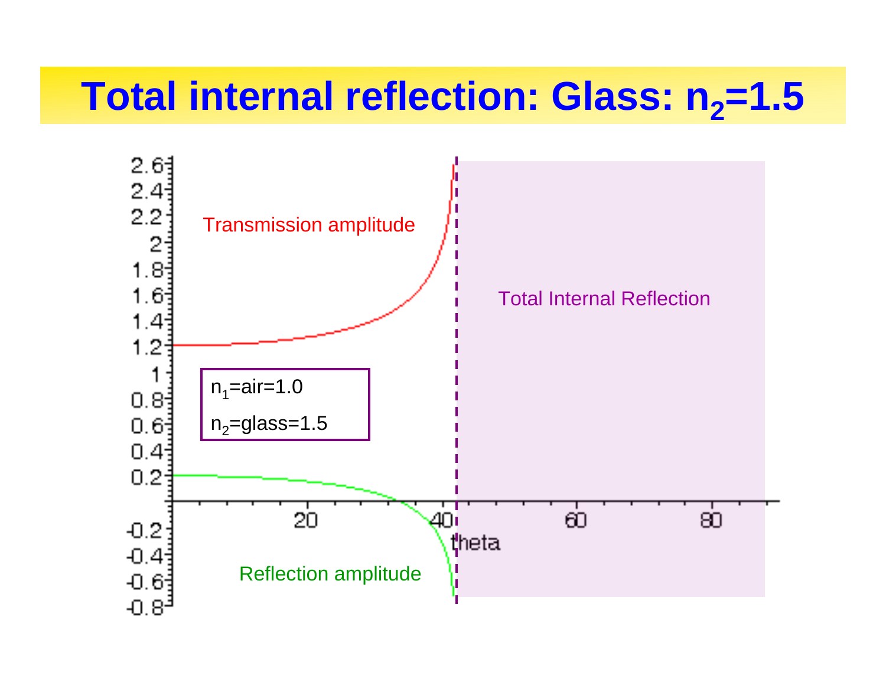# Total internal reflection: Glass: $n_2$=1.5

Transmission amplitude

Total Internal Reflection

$n_1$=air=1.0

$n_2$=glass=1.5

Reflection amplitude

theta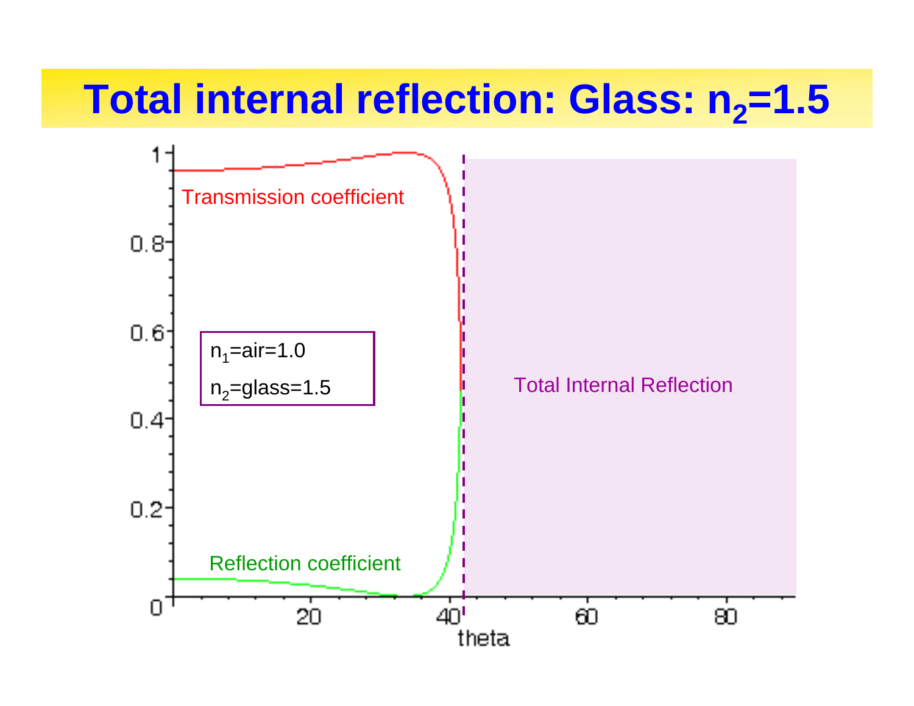# Total internal reflection: Glass: $n_2$=1.5

Transmission coefficient

Reflection coefficient

$n_1$=air=1.0

$n_2$=glass=1.5

Total Internal Reflection

1

0.8

0.6

0.4

0.2

0

20

40

60

80

theta